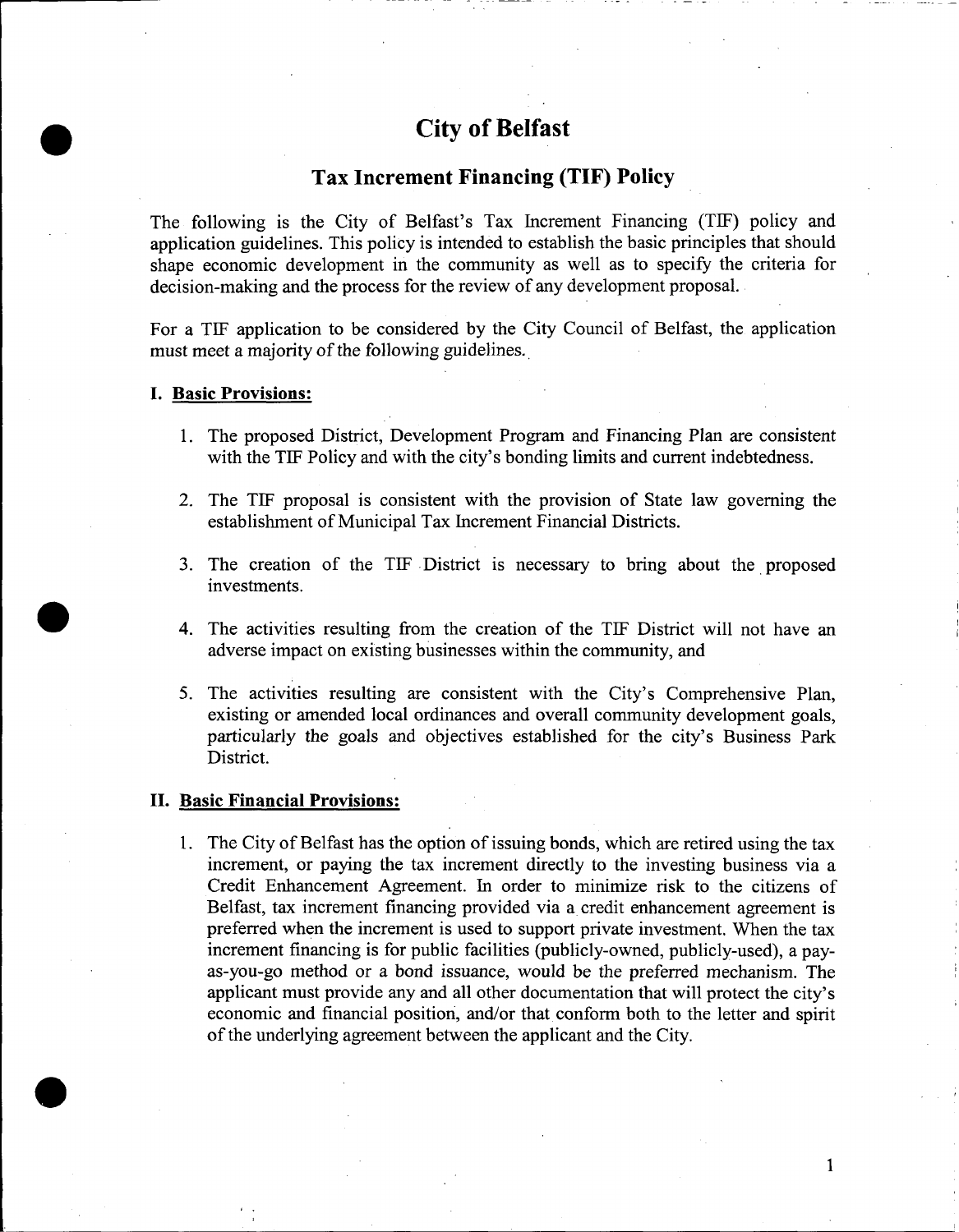# City of Belfast

## Tax Increment Financing (TIF) Policy

The following is the City of Belfast's Tax Increment Financing (TIF) policy and application guidelines. This policy is intended to establish the basic principles that should shape economic development in the community as well as to specify the criteria for decision-making and the process for the review of any development proposal.

For a TIF application to be considered by the City Council of Belfast, the application must meet a majority of the following guidelines.

### I. Basic Provisions:

1. The proposed District, Development Program and Financing Plan are consistent with the TIF Policy and with the city's bonding limits and current indebtedness.

2. The TIF proposal is consistent with the provision of State law governing the establishment of Municipal Tax Increment Financial Districts.

3. The creation of the TIF District is necessary to bring about the proposed investments.

4. The activities resulting from the creation of the TIF District will not have an adverse impact on existing businesses within the community, and

5. The activities resulting are consistent with the City's Comprehensive Plan, existing or amended local ordinances and overall community development goals, particularly the goals and objectives established for the city's Business Park District.

### II. Basic Financial Provisions:

1. The City of Belfast has the option of issuing bonds, which are retired using the tax increment, or paying the tax increment directly to the investing business via a Credit Enhancement Agreement. In order to minimize risk to the citizens of Belfast, tax increment financing provided via a credit enhancement agreement is preferred when the increment is used to support private investment. When the tax increment financing is for public facilities (publicly-owned, publicly-used), a pay-as-you-go method or a bond issuance, would be the preferred mechanism. The applicant must provide any and all other documentation that will protect the city's economic and financial position, and/or that conform both to the letter and spirit of the underlying agreement between the applicant and the City.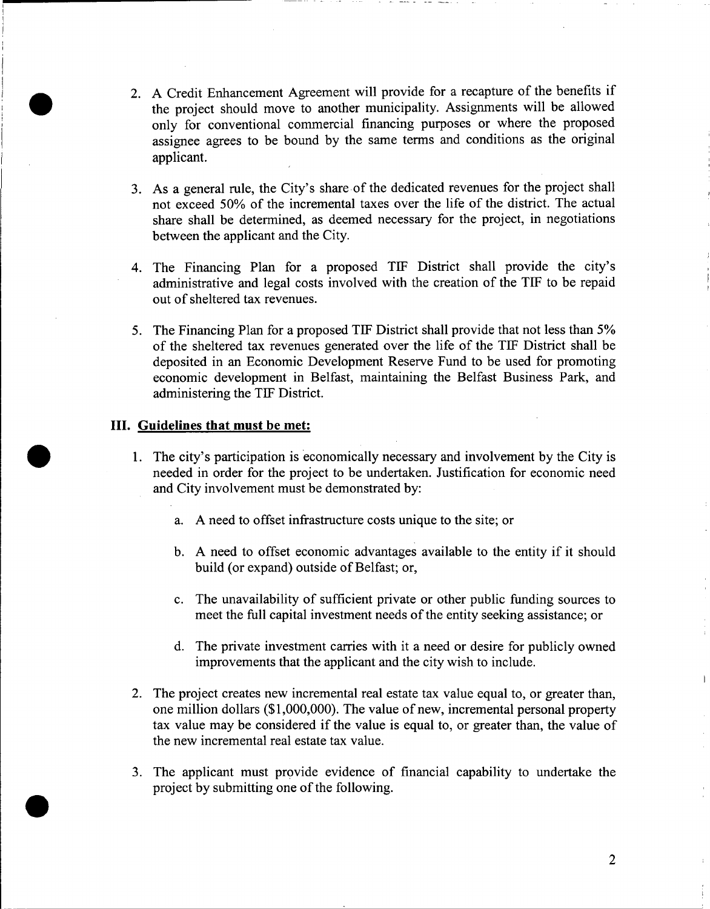2. A Credit Enhancement Agreement will provide for a recapture of the benefits if the project should move to another municipality. Assignments will be allowed only for conventional commercial financing purposes or where the proposed assignee agrees to be bound by the same terms and conditions as the original applicant.

3. As a general rule, the City's share of the dedicated revenues for the project shall not exceed 50% of the incremental taxes over the life of the district. The actual share shall be determined, as deemed necessary for the project, in negotiations between the applicant and the City.

4. The Financing Plan for a proposed TIF District shall provide the city's administrative and legal costs involved with the creation of the TIF to be repaid out of sheltered tax revenues.

5. The Financing Plan for a proposed TIF District shall provide that not less than 5% of the sheltered tax revenues generated over the life of the TIF District shall be deposited in an Economic Development Reserve Fund to be used for promoting economic development in Belfast, maintaining the Belfast Business Park, and administering the TIF District.

## III. <u>Guidelines that must be met:</u>

1. The city's participation is economically necessary and involvement by the City is needed in order for the project to be undertaken. Justification for economic need and City involvement must be demonstrated by:

   a. A need to offset infrastructure costs unique to the site; or

   b. A need to offset economic advantages available to the entity if it should build (or expand) outside of Belfast; or,

   c. The unavailability of sufficient private or other public funding sources to meet the full capital investment needs of the entity seeking assistance; or

   d. The private investment carries with it a need or desire for publicly owned improvements that the applicant and the city wish to include.

2. The project creates new incremental real estate tax value equal to, or greater than, one million dollars ($1,000,000). The value of new, incremental personal property tax value may be considered if the value is equal to, or greater than, the value of the new incremental real estate tax value.

3. The applicant must provide evidence of financial capability to undertake the project by submitting one of the following.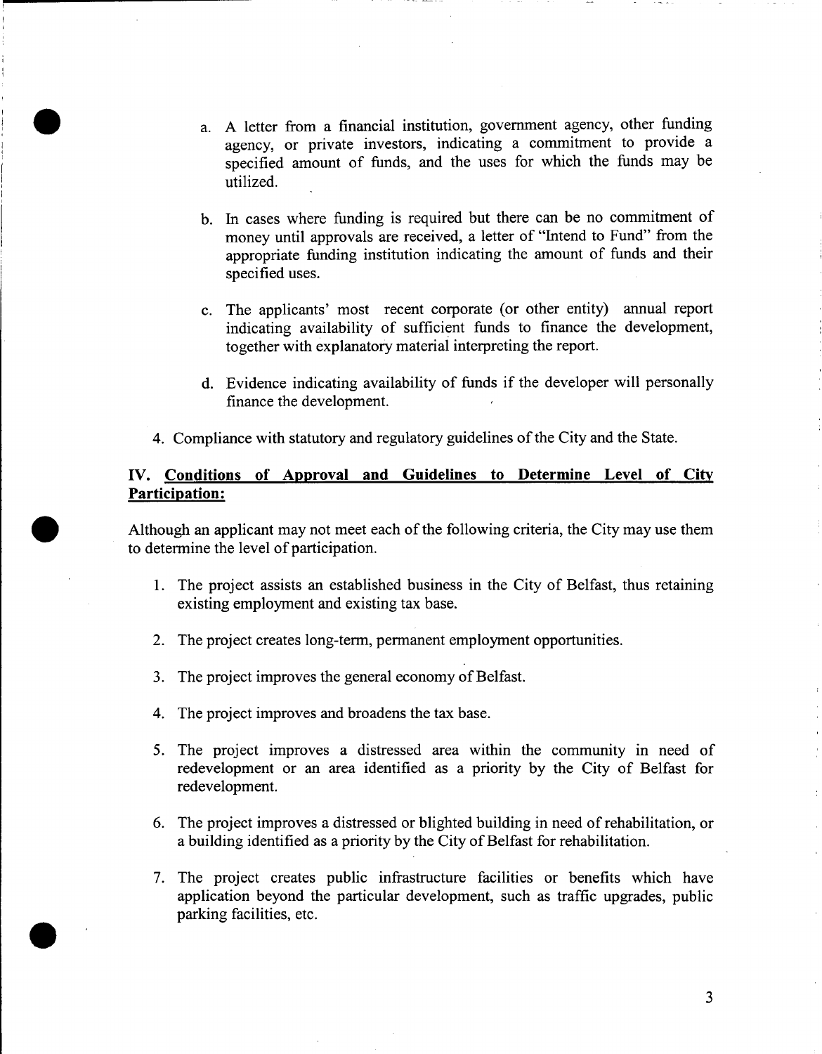a. A letter from a financial institution, government agency, other funding agency, or private investors, indicating a commitment to provide a specified amount of funds, and the uses for which the funds may be utilized.

b. In cases where funding is required but there can be no commitment of money until approvals are received, a letter of "Intend to Fund" from the appropriate funding institution indicating the amount of funds and their specified uses.

c. The applicants' most recent corporate (or other entity) annual report indicating availability of sufficient funds to finance the development, together with explanatory material interpreting the report.

d. Evidence indicating availability of funds if the developer will personally finance the development.

4. Compliance with statutory and regulatory guidelines of the City and the State.

## IV. Conditions of Approval and Guidelines to Determine Level of City Participation:

Although an applicant may not meet each of the following criteria, the City may use them to determine the level of participation.

1. The project assists an established business in the City of Belfast, thus retaining existing employment and existing tax base.

2. The project creates long-term, permanent employment opportunities.

3. The project improves the general economy of Belfast.

4. The project improves and broadens the tax base.

5. The project improves a distressed area within the community in need of redevelopment or an area identified as a priority by the City of Belfast for redevelopment.

6. The project improves a distressed or blighted building in need of rehabilitation, or a building identified as a priority by the City of Belfast for rehabilitation.

7. The project creates public infrastructure facilities or benefits which have application beyond the particular development, such as traffic upgrades, public parking facilities, etc.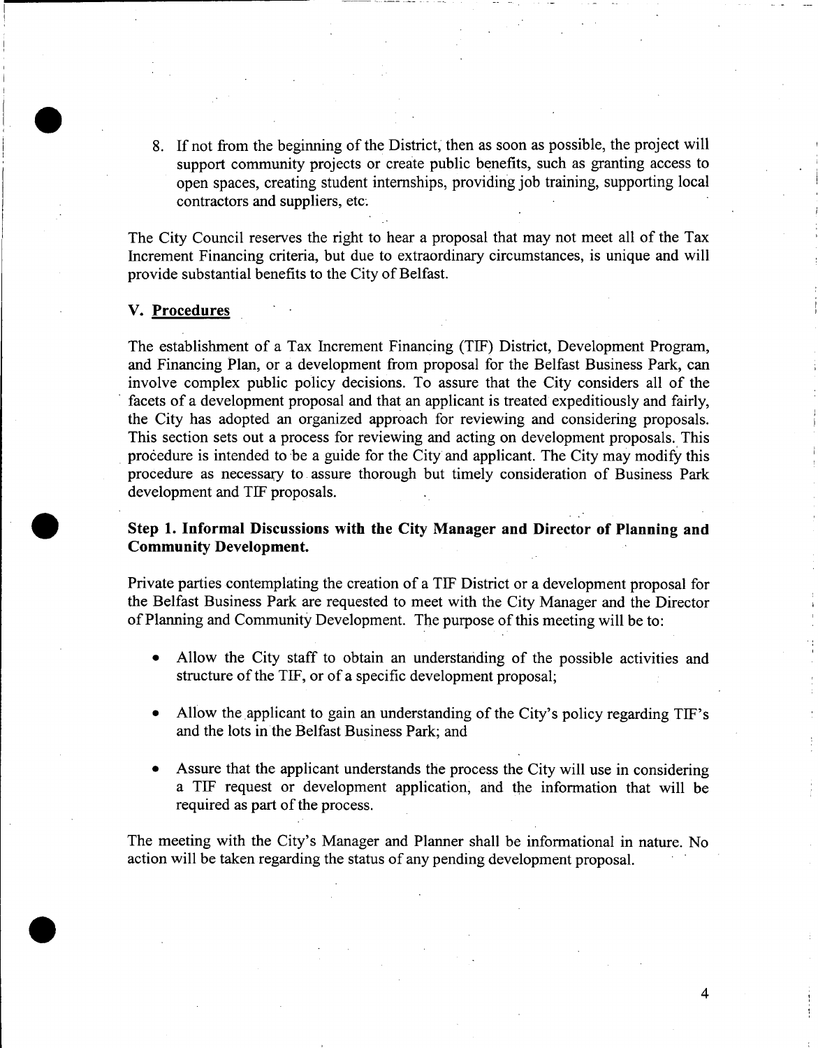8. If not from the beginning of the District, then as soon as possible, the project will support community projects or create public benefits, such as granting access to open spaces, creating student internships, providing job training, supporting local contractors and suppliers, etc.

The City Council reserves the right to hear a proposal that may not meet all of the Tax Increment Financing criteria, but due to extraordinary circumstances, is unique and will provide substantial benefits to the City of Belfast.

## V. Procedures

The establishment of a Tax Increment Financing (TIF) District, Development Program, and Financing Plan, or a development from proposal for the Belfast Business Park, can involve complex public policy decisions. To assure that the City considers all of the facets of a development proposal and that an applicant is treated expeditiously and fairly, the City has adopted an organized approach for reviewing and considering proposals. This section sets out a process for reviewing and acting on development proposals. This procedure is intended to be a guide for the City and applicant. The City may modify this procedure as necessary to assure thorough but timely consideration of Business Park development and TIF proposals.

### Step 1. Informal Discussions with the City Manager and Director of Planning and Community Development.

Private parties contemplating the creation of a TIF District or a development proposal for the Belfast Business Park are requested to meet with the City Manager and the Director of Planning and Community Development. The purpose of this meeting will be to:

- Allow the City staff to obtain an understanding of the possible activities and structure of the TIF, or of a specific development proposal;

- Allow the applicant to gain an understanding of the City's policy regarding TIF's and the lots in the Belfast Business Park; and

- Assure that the applicant understands the process the City will use in considering a TIF request or development application, and the information that will be required as part of the process.

The meeting with the City's Manager and Planner shall be informational in nature. No action will be taken regarding the status of any pending development proposal.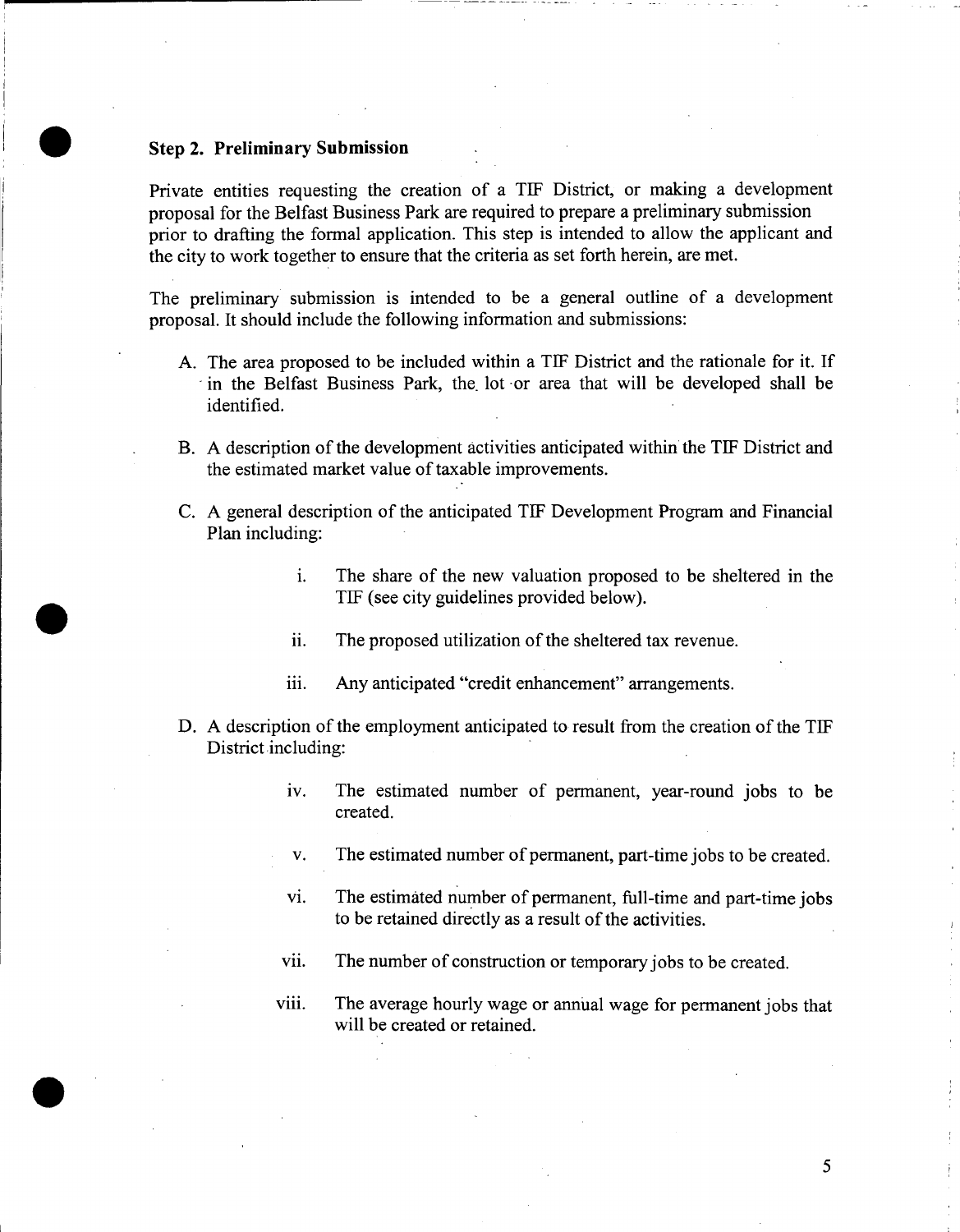**Step 2. Preliminary Submission**

Private entities requesting the creation of a TIF District, or making a development proposal for the Belfast Business Park are required to prepare a preliminary submission prior to drafting the formal application. This step is intended to allow the applicant and the city to work together to ensure that the criteria as set forth herein, are met.

The preliminary submission is intended to be a general outline of a development proposal. It should include the following information and submissions:

A. The area proposed to be included within a TIF District and the rationale for it. If in the Belfast Business Park, the lot or area that will be developed shall be identified.

B. A description of the development activities anticipated within the TIF District and the estimated market value of taxable improvements.

C. A general description of the anticipated TIF Development Program and Financial Plan including:

   i. The share of the new valuation proposed to be sheltered in the TIF (see city guidelines provided below).

   ii. The proposed utilization of the sheltered tax revenue.

   iii. Any anticipated "credit enhancement" arrangements.

D. A description of the employment anticipated to result from the creation of the TIF District including:

   iv. The estimated number of permanent, year-round jobs to be created.

   v. The estimated number of permanent, part-time jobs to be created.

   vi. The estimated number of permanent, full-time and part-time jobs to be retained directly as a result of the activities.

   vii. The number of construction or temporary jobs to be created.

   viii. The average hourly wage or annual wage for permanent jobs that will be created or retained.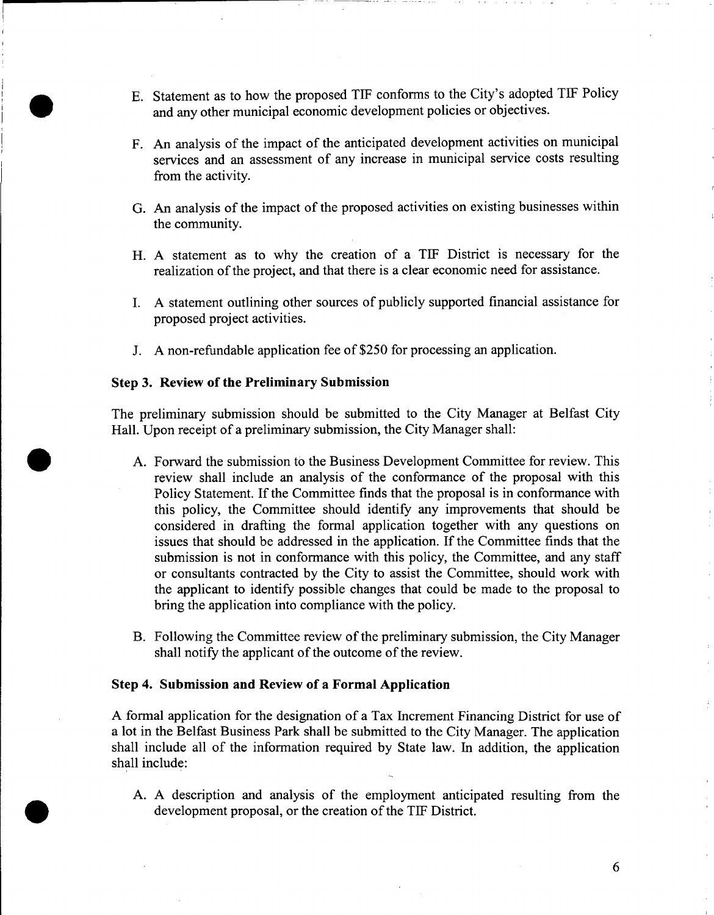E. Statement as to how the proposed TIF conforms to the City's adopted TIF Policy and any other municipal economic development policies or objectives.

F. An analysis of the impact of the anticipated development activities on municipal services and an assessment of any increase in municipal service costs resulting from the activity.

G. An analysis of the impact of the proposed activities on existing businesses within the community.

H. A statement as to why the creation of a TIF District is necessary for the realization of the project, and that there is a clear economic need for assistance.

I. A statement outlining other sources of publicly supported financial assistance for proposed project activities.

J. A non-refundable application fee of $250 for processing an application.

**Step 3. Review of the Preliminary Submission**

The preliminary submission should be submitted to the City Manager at Belfast City Hall. Upon receipt of a preliminary submission, the City Manager shall:

A. Forward the submission to the Business Development Committee for review. This review shall include an analysis of the conformance of the proposal with this Policy Statement. If the Committee finds that the proposal is in conformance with this policy, the Committee should identify any improvements that should be considered in drafting the formal application together with any questions on issues that should be addressed in the application. If the Committee finds that the submission is not in conformance with this policy, the Committee, and any staff or consultants contracted by the City to assist the Committee, should work with the applicant to identify possible changes that could be made to the proposal to bring the application into compliance with the policy.

B. Following the Committee review of the preliminary submission, the City Manager shall notify the applicant of the outcome of the review.

**Step 4. Submission and Review of a Formal Application**

A formal application for the designation of a Tax Increment Financing District for use of a lot in the Belfast Business Park shall be submitted to the City Manager. The application shall include all of the information required by State law. In addition, the application shall include:

A. A description and analysis of the employment anticipated resulting from the development proposal, or the creation of the TIF District.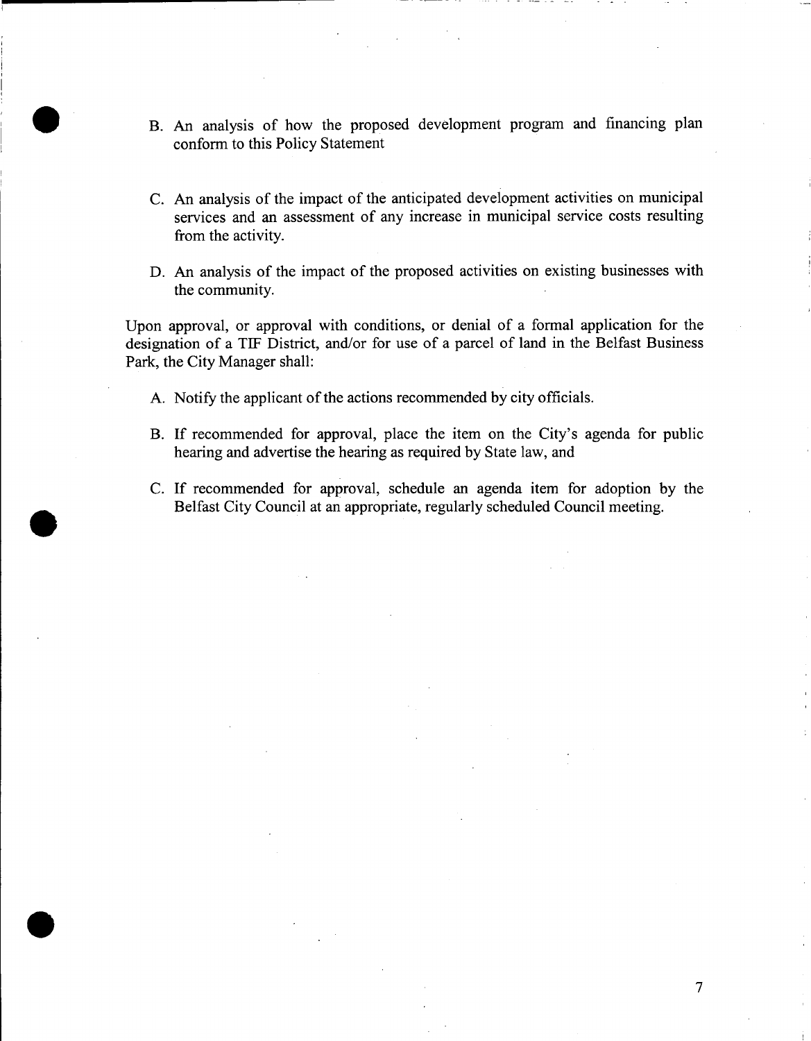B. An analysis of how the proposed development program and financing plan conform to this Policy Statement

C. An analysis of the impact of the anticipated development activities on municipal services and an assessment of any increase in municipal service costs resulting from the activity.

D. An analysis of the impact of the proposed activities on existing businesses with the community.

Upon approval, or approval with conditions, or denial of a formal application for the designation of a TIF District, and/or for use of a parcel of land in the Belfast Business Park, the City Manager shall:

A. Notify the applicant of the actions recommended by city officials.

B. If recommended for approval, place the item on the City's agenda for public hearing and advertise the hearing as required by State law, and

C. If recommended for approval, schedule an agenda item for adoption by the Belfast City Council at an appropriate, regularly scheduled Council meeting.